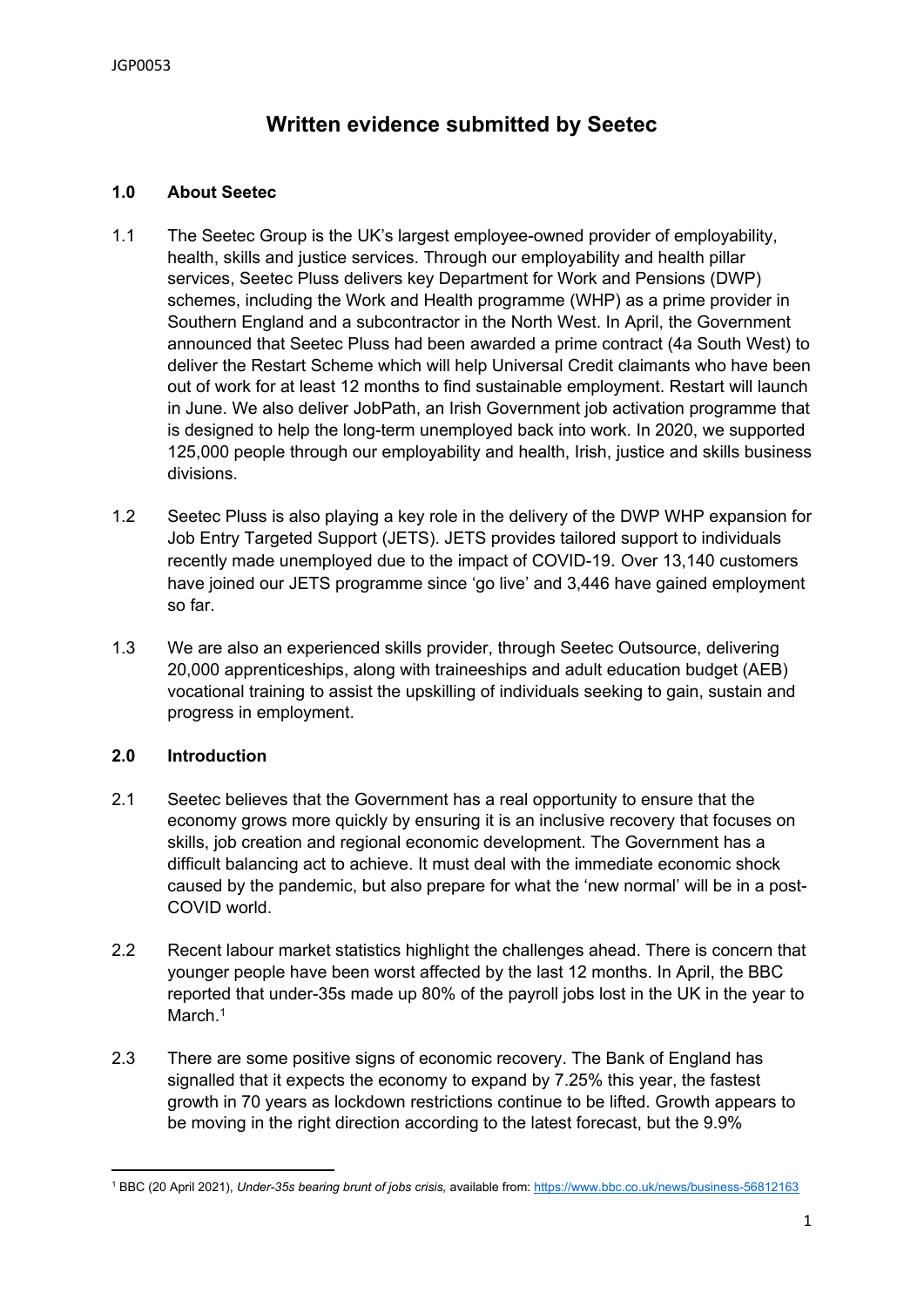# Written evidence submitted by Seetec

## 1.0 About Seetec

1.1 The Seetec Group is the UK's largest employee-owned provider of employability, health, skills and justice services. Through our employability and health pillar services, Seetec Pluss delivers key Department for Work and Pensions (DWP) schemes, including the Work and Health programme (WHP) as a prime provider in Southern England and a subcontractor in the North West. In April, the Government announced that Seetec Pluss had been awarded a prime contract (4a South West) to deliver the Restart Scheme which will help Universal Credit claimants who have been out of work for at least 12 months to find sustainable employment. Restart will launch in June. We also deliver JobPath, an Irish Government job activation programme that is designed to help the long-term unemployed back into work. In 2020, we supported 125,000 people through our employability and health, Irish, justice and skills business divisions.

1.2 Seetec Pluss is also playing a key role in the delivery of the DWP WHP expansion for Job Entry Targeted Support (JETS). JETS provides tailored support to individuals recently made unemployed due to the impact of COVID-19. Over 13,140 customers have joined our JETS programme since 'go live' and 3,446 have gained employment so far.

1.3 We are also an experienced skills provider, through Seetec Outsource, delivering 20,000 apprenticeships, along with traineeships and adult education budget (AEB) vocational training to assist the upskilling of individuals seeking to gain, sustain and progress in employment.

## 2.0 Introduction

2.1 Seetec believes that the Government has a real opportunity to ensure that the economy grows more quickly by ensuring it is an inclusive recovery that focuses on skills, job creation and regional economic development. The Government has a difficult balancing act to achieve. It must deal with the immediate economic shock caused by the pandemic, but also prepare for what the 'new normal' will be in a post-COVID world.

2.2 Recent labour market statistics highlight the challenges ahead. There is concern that younger people have been worst affected by the last 12 months. In April, the BBC reported that under-35s made up 80% of the payroll jobs lost in the UK in the year to March.[1]

2.3 There are some positive signs of economic recovery. The Bank of England has signalled that it expects the economy to expand by 7.25% this year, the fastest growth in 70 years as lockdown restrictions continue to be lifted. Growth appears to be moving in the right direction according to the latest forecast, but the 9.9%

---

[1] BBC (20 April 2021), *Under-35s bearing brunt of jobs crisis,* available from: https://www.bbc.co.uk/news/business-56812163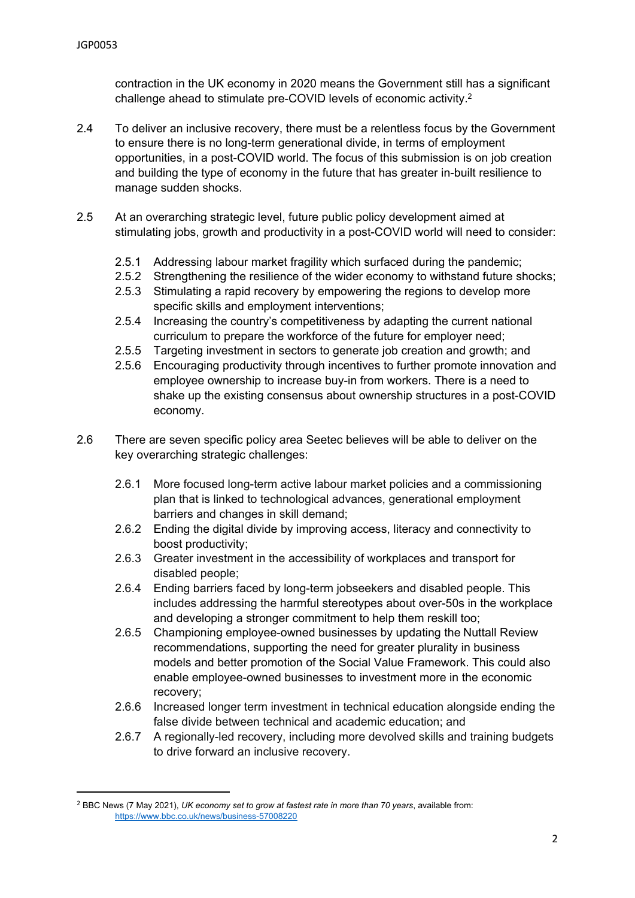contraction in the UK economy in 2020 means the Government still has a significant challenge ahead to stimulate pre-COVID levels of economic activity.[2]

2.4 To deliver an inclusive recovery, there must be a relentless focus by the Government to ensure there is no long-term generational divide, in terms of employment opportunities, in a post-COVID world. The focus of this submission is on job creation and building the type of economy in the future that has greater in-built resilience to manage sudden shocks.

2.5 At an overarching strategic level, future public policy development aimed at stimulating jobs, growth and productivity in a post-COVID world will need to consider:

- 2.5.1 Addressing labour market fragility which surfaced during the pandemic;
- 2.5.2 Strengthening the resilience of the wider economy to withstand future shocks;
- 2.5.3 Stimulating a rapid recovery by empowering the regions to develop more specific skills and employment interventions;
- 2.5.4 Increasing the country's competitiveness by adapting the current national curriculum to prepare the workforce of the future for employer need;
- 2.5.5 Targeting investment in sectors to generate job creation and growth; and
- 2.5.6 Encouraging productivity through incentives to further promote innovation and employee ownership to increase buy-in from workers. There is a need to shake up the existing consensus about ownership structures in a post-COVID economy.

2.6 There are seven specific policy area Seetec believes will be able to deliver on the key overarching strategic challenges:

- 2.6.1 More focused long-term active labour market policies and a commissioning plan that is linked to technological advances, generational employment barriers and changes in skill demand;
- 2.6.2 Ending the digital divide by improving access, literacy and connectivity to boost productivity;
- 2.6.3 Greater investment in the accessibility of workplaces and transport for disabled people;
- 2.6.4 Ending barriers faced by long-term jobseekers and disabled people. This includes addressing the harmful stereotypes about over-50s in the workplace and developing a stronger commitment to help them reskill too;
- 2.6.5 Championing employee-owned businesses by updating the Nuttall Review recommendations, supporting the need for greater plurality in business models and better promotion of the Social Value Framework. This could also enable employee-owned businesses to investment more in the economic recovery;
- 2.6.6 Increased longer term investment in technical education alongside ending the false divide between technical and academic education; and
- 2.6.7 A regionally-led recovery, including more devolved skills and training budgets to drive forward an inclusive recovery.

---

[2] BBC News (7 May 2021), *UK economy set to grow at fastest rate in more than 70 years*, available from: https://www.bbc.co.uk/news/business-57008220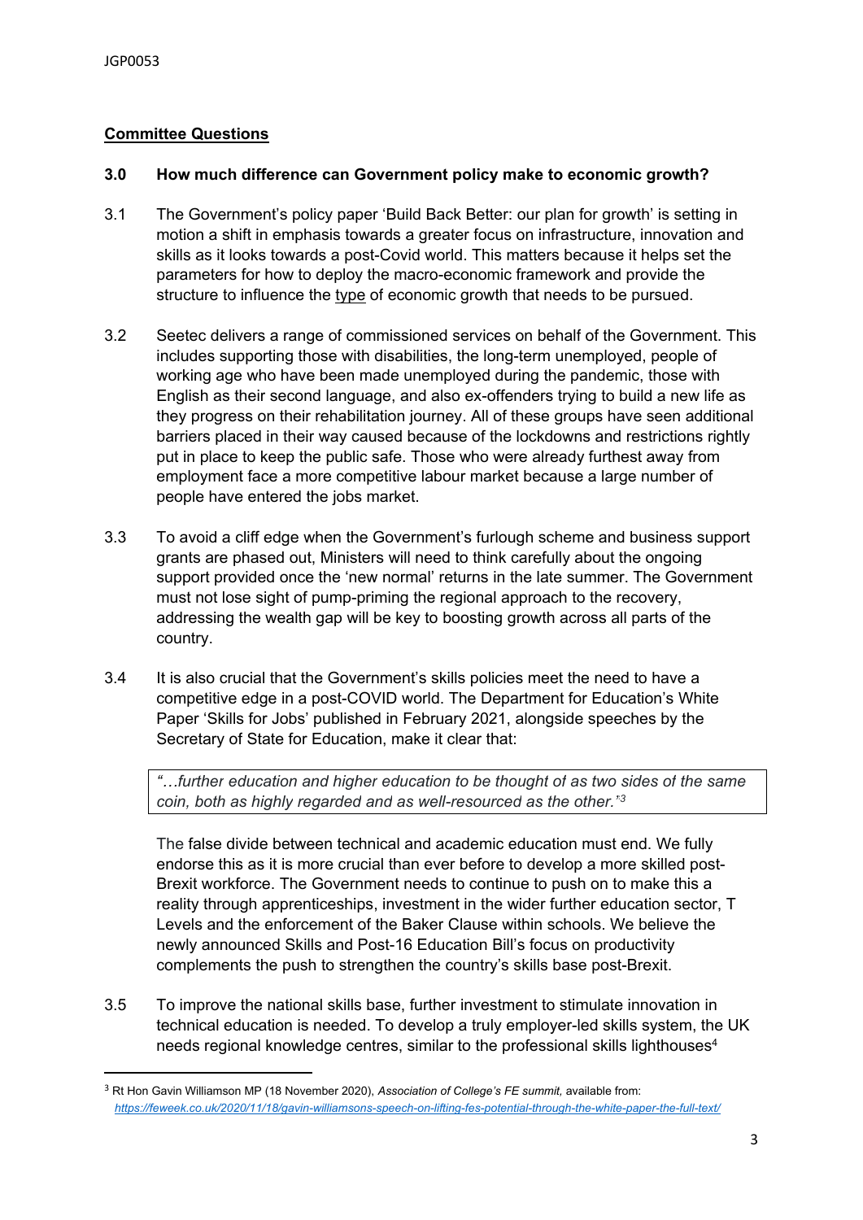**Committee Questions**

**3.0 How much difference can Government policy make to economic growth?**

3.1 The Government's policy paper 'Build Back Better: our plan for growth' is setting in motion a shift in emphasis towards a greater focus on infrastructure, innovation and skills as it looks towards a post-Covid world. This matters because it helps set the parameters for how to deploy the macro-economic framework and provide the structure to influence the type of economic growth that needs to be pursued.

3.2 Seetec delivers a range of commissioned services on behalf of the Government. This includes supporting those with disabilities, the long-term unemployed, people of working age who have been made unemployed during the pandemic, those with English as their second language, and also ex-offenders trying to build a new life as they progress on their rehabilitation journey. All of these groups have seen additional barriers placed in their way caused because of the lockdowns and restrictions rightly put in place to keep the public safe. Those who were already furthest away from employment face a more competitive labour market because a large number of people have entered the jobs market.

3.3 To avoid a cliff edge when the Government's furlough scheme and business support grants are phased out, Ministers will need to think carefully about the ongoing support provided once the 'new normal' returns in the late summer. The Government must not lose sight of pump-priming the regional approach to the recovery, addressing the wealth gap will be key to boosting growth across all parts of the country.

3.4 It is also crucial that the Government's skills policies meet the need to have a competitive edge in a post-COVID world. The Department for Education's White Paper 'Skills for Jobs' published in February 2021, alongside speeches by the Secretary of State for Education, make it clear that:

> *"…further education and higher education to be thought of as two sides of the same coin, both as highly regarded and as well-resourced as the other."*[3]

The false divide between technical and academic education must end. We fully endorse this as it is more crucial than ever before to develop a more skilled post-Brexit workforce. The Government needs to continue to push on to make this a reality through apprenticeships, investment in the wider further education sector, T Levels and the enforcement of the Baker Clause within schools. We believe the newly announced Skills and Post-16 Education Bill's focus on productivity complements the push to strengthen the country's skills base post-Brexit.

3.5 To improve the national skills base, further investment to stimulate innovation in technical education is needed. To develop a truly employer-led skills system, the UK needs regional knowledge centres, similar to the professional skills lighthouses[4]

---

[3] Rt Hon Gavin Williamson MP (18 November 2020), *Association of College's FE summit,* available from: *https://feweek.co.uk/2020/11/18/gavin-williamsons-speech-on-lifting-fes-potential-through-the-white-paper-the-full-text/*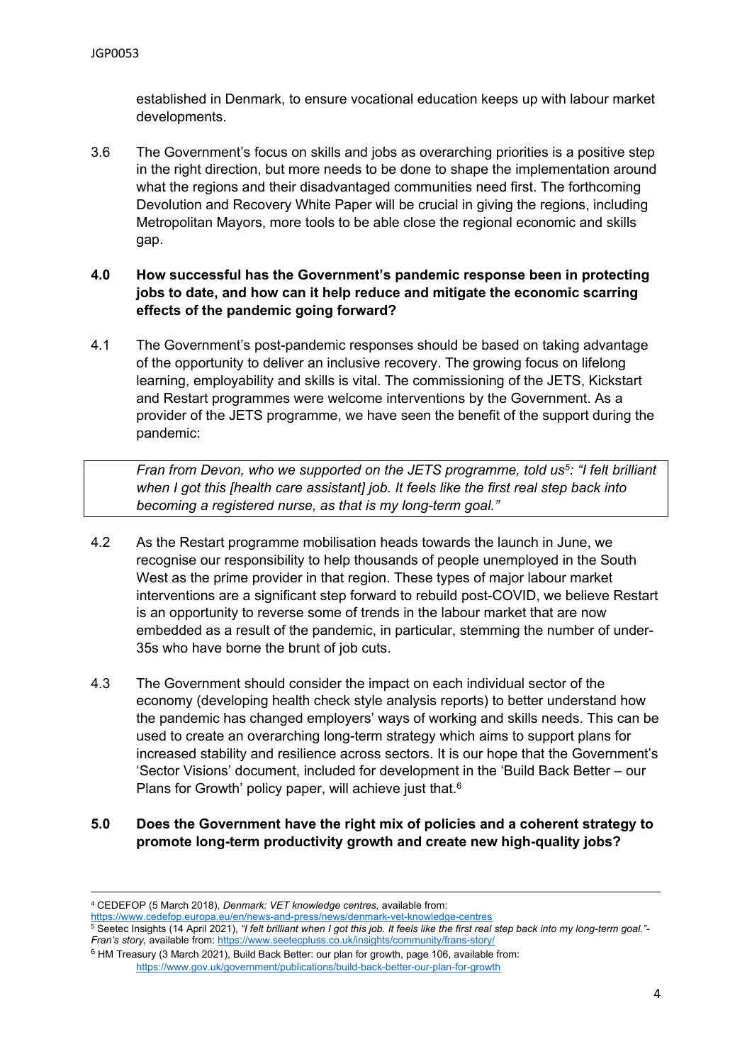established in Denmark, to ensure vocational education keeps up with labour market developments.

3.6 The Government's focus on skills and jobs as overarching priorities is a positive step in the right direction, but more needs to be done to shape the implementation around what the regions and their disadvantaged communities need first. The forthcoming Devolution and Recovery White Paper will be crucial in giving the regions, including Metropolitan Mayors, more tools to be able close the regional economic and skills gap.

**4.0 How successful has the Government's pandemic response been in protecting jobs to date, and how can it help reduce and mitigate the economic scarring effects of the pandemic going forward?**

4.1 The Government's post-pandemic responses should be based on taking advantage of the opportunity to deliver an inclusive recovery. The growing focus on lifelong learning, employability and skills is vital. The commissioning of the JETS, Kickstart and Restart programmes were welcome interventions by the Government. As a provider of the JETS programme, we have seen the benefit of the support during the pandemic:

> *Fran from Devon, who we supported on the JETS programme, told us[5]: "I felt brilliant when I got this [health care assistant] job. It feels like the first real step back into becoming a registered nurse, as that is my long-term goal."*

4.2 As the Restart programme mobilisation heads towards the launch in June, we recognise our responsibility to help thousands of people unemployed in the South West as the prime provider in that region. These types of major labour market interventions are a significant step forward to rebuild post-COVID, we believe Restart is an opportunity to reverse some of trends in the labour market that are now embedded as a result of the pandemic, in particular, stemming the number of under-35s who have borne the brunt of job cuts.

4.3 The Government should consider the impact on each individual sector of the economy (developing health check style analysis reports) to better understand how the pandemic has changed employers' ways of working and skills needs. This can be used to create an overarching long-term strategy which aims to support plans for increased stability and resilience across sectors. It is our hope that the Government's 'Sector Visions' document, included for development in the 'Build Back Better – our Plans for Growth' policy paper, will achieve just that.[6]

**5.0 Does the Government have the right mix of policies and a coherent strategy to promote long-term productivity growth and create new high-quality jobs?**

---

[4] CEDEFOP (5 March 2018), *Denmark: VET knowledge centres,* available from: https://www.cedefop.europa.eu/en/news-and-press/news/denmark-vet-knowledge-centres

[5] Seetec Insights (14 April 2021), *"I felt brilliant when I got this job. It feels like the first real step back into my long-term goal."- Fran's story,* available from: https://www.seetecpluss.co.uk/insights/community/frans-story/

[6] HM Treasury (3 March 2021), Build Back Better: our plan for growth, page 106, available from: https://www.gov.uk/government/publications/build-back-better-our-plan-for-growth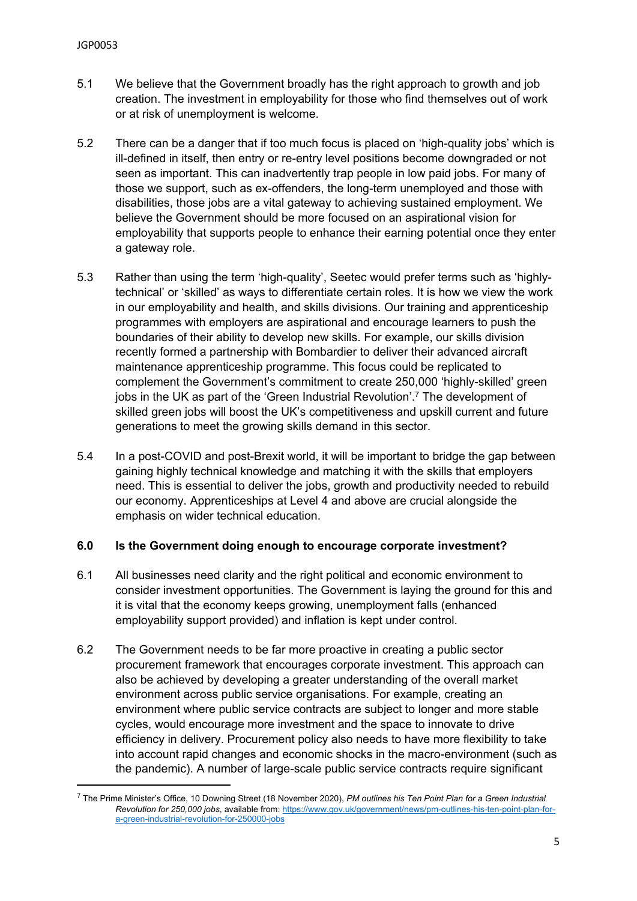5.1 We believe that the Government broadly has the right approach to growth and job creation. The investment in employability for those who find themselves out of work or at risk of unemployment is welcome.

5.2 There can be a danger that if too much focus is placed on 'high-quality jobs' which is ill-defined in itself, then entry or re-entry level positions become downgraded or not seen as important. This can inadvertently trap people in low paid jobs. For many of those we support, such as ex-offenders, the long-term unemployed and those with disabilities, those jobs are a vital gateway to achieving sustained employment. We believe the Government should be more focused on an aspirational vision for employability that supports people to enhance their earning potential once they enter a gateway role.

5.3 Rather than using the term 'high-quality', Seetec would prefer terms such as 'highly-technical' or 'skilled' as ways to differentiate certain roles. It is how we view the work in our employability and health, and skills divisions. Our training and apprenticeship programmes with employers are aspirational and encourage learners to push the boundaries of their ability to develop new skills. For example, our skills division recently formed a partnership with Bombardier to deliver their advanced aircraft maintenance apprenticeship programme. This focus could be replicated to complement the Government's commitment to create 250,000 'highly-skilled' green jobs in the UK as part of the 'Green Industrial Revolution'.[7] The development of skilled green jobs will boost the UK's competitiveness and upskill current and future generations to meet the growing skills demand in this sector.

5.4 In a post-COVID and post-Brexit world, it will be important to bridge the gap between gaining highly technical knowledge and matching it with the skills that employers need. This is essential to deliver the jobs, growth and productivity needed to rebuild our economy. Apprenticeships at Level 4 and above are crucial alongside the emphasis on wider technical education.

## 6.0 Is the Government doing enough to encourage corporate investment?

6.1 All businesses need clarity and the right political and economic environment to consider investment opportunities. The Government is laying the ground for this and it is vital that the economy keeps growing, unemployment falls (enhanced employability support provided) and inflation is kept under control.

6.2 The Government needs to be far more proactive in creating a public sector procurement framework that encourages corporate investment. This approach can also be achieved by developing a greater understanding of the overall market environment across public service organisations. For example, creating an environment where public service contracts are subject to longer and more stable cycles, would encourage more investment and the space to innovate to drive efficiency in delivery. Procurement policy also needs to have more flexibility to take into account rapid changes and economic shocks in the macro-environment (such as the pandemic). A number of large-scale public service contracts require significant

---

[7] The Prime Minister's Office, 10 Downing Street (18 November 2020), *PM outlines his Ten Point Plan for a Green Industrial Revolution for 250,000 jobs*, available from: https://www.gov.uk/government/news/pm-outlines-his-ten-point-plan-for-a-green-industrial-revolution-for-250000-jobs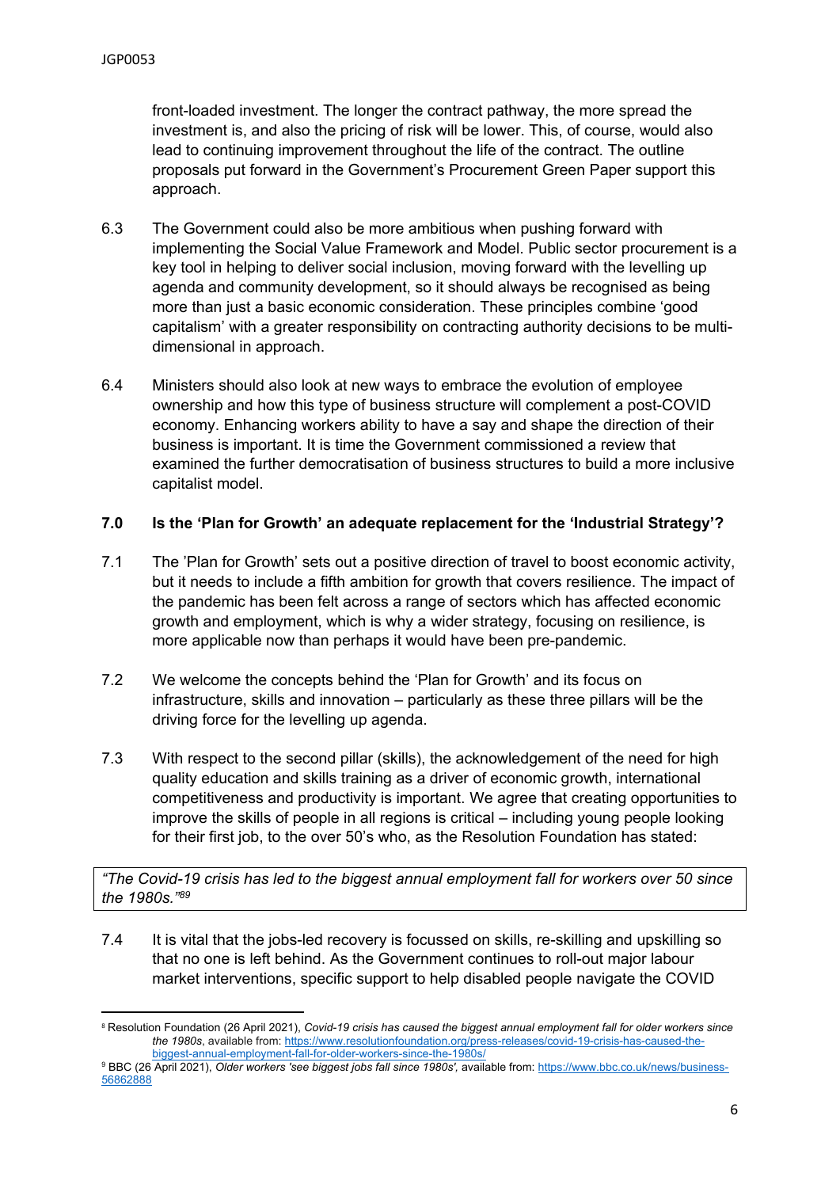front-loaded investment. The longer the contract pathway, the more spread the investment is, and also the pricing of risk will be lower. This, of course, would also lead to continuing improvement throughout the life of the contract. The outline proposals put forward in the Government's Procurement Green Paper support this approach.

6.3 The Government could also be more ambitious when pushing forward with implementing the Social Value Framework and Model. Public sector procurement is a key tool in helping to deliver social inclusion, moving forward with the levelling up agenda and community development, so it should always be recognised as being more than just a basic economic consideration. These principles combine 'good capitalism' with a greater responsibility on contracting authority decisions to be multi-dimensional in approach.

6.4 Ministers should also look at new ways to embrace the evolution of employee ownership and how this type of business structure will complement a post-COVID economy. Enhancing workers ability to have a say and shape the direction of their business is important. It is time the Government commissioned a review that examined the further democratisation of business structures to build a more inclusive capitalist model.

## 7.0 Is the 'Plan for Growth' an adequate replacement for the 'Industrial Strategy'?

7.1 The 'Plan for Growth' sets out a positive direction of travel to boost economic activity, but it needs to include a fifth ambition for growth that covers resilience. The impact of the pandemic has been felt across a range of sectors which has affected economic growth and employment, which is why a wider strategy, focusing on resilience, is more applicable now than perhaps it would have been pre-pandemic.

7.2 We welcome the concepts behind the 'Plan for Growth' and its focus on infrastructure, skills and innovation – particularly as these three pillars will be the driving force for the levelling up agenda.

7.3 With respect to the second pillar (skills), the acknowledgement of the need for high quality education and skills training as a driver of economic growth, international competitiveness and productivity is important. We agree that creating opportunities to improve the skills of people in all regions is critical – including young people looking for their first job, to the over 50's who, as the Resolution Foundation has stated:

> *"The Covid-19 crisis has led to the biggest annual employment fall for workers over 50 since the 1980s."*[8][9]

7.4 It is vital that the jobs-led recovery is focussed on skills, re-skilling and upskilling so that no one is left behind. As the Government continues to roll-out major labour market interventions, specific support to help disabled people navigate the COVID

---

[8] Resolution Foundation (26 April 2021), *Covid-19 crisis has caused the biggest annual employment fall for older workers since the 1980s*, available from: https://www.resolutionfoundation.org/press-releases/covid-19-crisis-has-caused-the-biggest-annual-employment-fall-for-older-workers-since-the-1980s/

[9] BBC (26 April 2021), *Older workers 'see biggest jobs fall since 1980s'*, available from: https://www.bbc.co.uk/news/business-56862888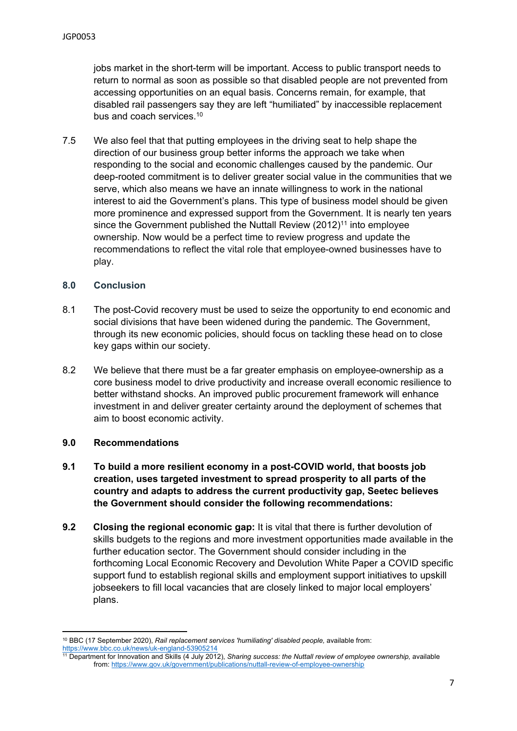jobs market in the short-term will be important. Access to public transport needs to return to normal as soon as possible so that disabled people are not prevented from accessing opportunities on an equal basis. Concerns remain, for example, that disabled rail passengers say they are left "humiliated" by inaccessible replacement bus and coach services.[10]

7.5 We also feel that that putting employees in the driving seat to help shape the direction of our business group better informs the approach we take when responding to the social and economic challenges caused by the pandemic. Our deep-rooted commitment is to deliver greater social value in the communities that we serve, which also means we have an innate willingness to work in the national interest to aid the Government's plans. This type of business model should be given more prominence and expressed support from the Government. It is nearly ten years since the Government published the Nuttall Review (2012)[11] into employee ownership. Now would be a perfect time to review progress and update the recommendations to reflect the vital role that employee-owned businesses have to play.

## 8.0 Conclusion

8.1 The post-Covid recovery must be used to seize the opportunity to end economic and social divisions that have been widened during the pandemic. The Government, through its new economic policies, should focus on tackling these head on to close key gaps within our society.

8.2 We believe that there must be a far greater emphasis on employee-ownership as a core business model to drive productivity and increase overall economic resilience to better withstand shocks. An improved public procurement framework will enhance investment in and deliver greater certainty around the deployment of schemes that aim to boost economic activity.

## 9.0 Recommendations

**9.1 To build a more resilient economy in a post-COVID world, that boosts job creation, uses targeted investment to spread prosperity to all parts of the country and adapts to address the current productivity gap, Seetec believes the Government should consider the following recommendations:**

**9.2 Closing the regional economic gap:** It is vital that there is further devolution of skills budgets to the regions and more investment opportunities made available in the further education sector. The Government should consider including in the forthcoming Local Economic Recovery and Devolution White Paper a COVID specific support fund to establish regional skills and employment support initiatives to upskill jobseekers to fill local vacancies that are closely linked to major local employers' plans.

---

[10] BBC (17 September 2020), *Rail replacement services 'humiliating' disabled people,* available from: https://www.bbc.co.uk/news/uk-england-53905214

[11] Department for Innovation and Skills (4 July 2012), *Sharing success: the Nuttall review of employee ownership,* available from: https://www.gov.uk/government/publications/nuttall-review-of-employee-ownership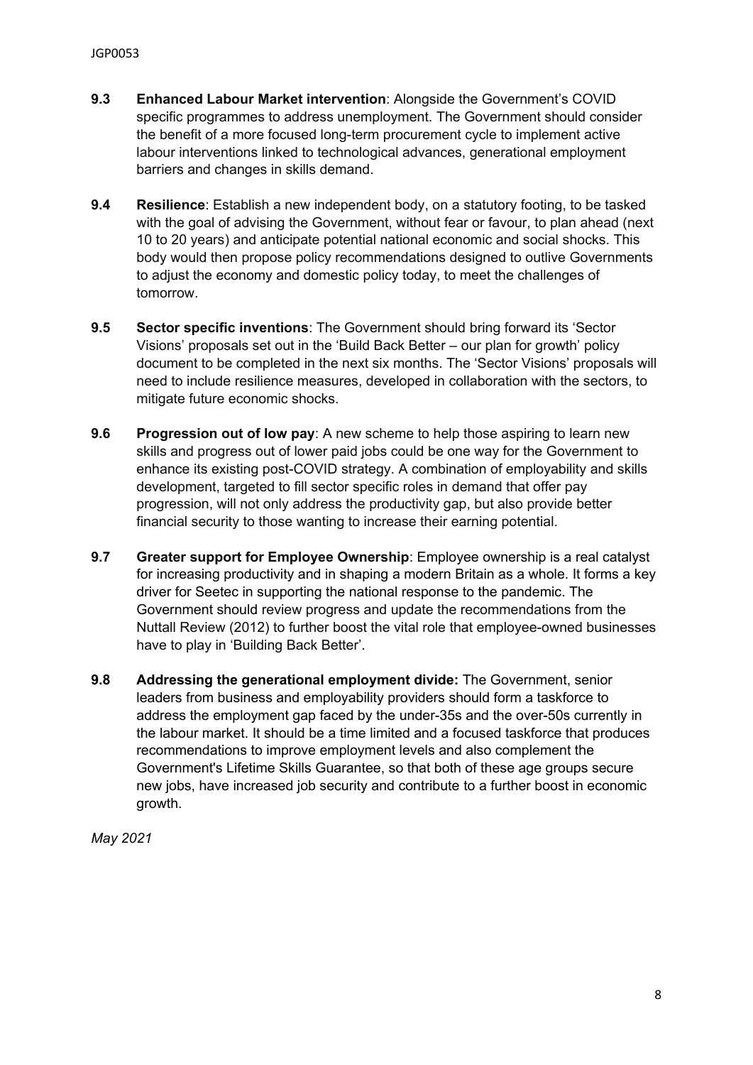**9.3 Enhanced Labour Market intervention**: Alongside the Government's COVID specific programmes to address unemployment. The Government should consider the benefit of a more focused long-term procurement cycle to implement active labour interventions linked to technological advances, generational employment barriers and changes in skills demand.

**9.4 Resilience**: Establish a new independent body, on a statutory footing, to be tasked with the goal of advising the Government, without fear or favour, to plan ahead (next 10 to 20 years) and anticipate potential national economic and social shocks. This body would then propose policy recommendations designed to outlive Governments to adjust the economy and domestic policy today, to meet the challenges of tomorrow.

**9.5 Sector specific inventions**: The Government should bring forward its 'Sector Visions' proposals set out in the 'Build Back Better – our plan for growth' policy document to be completed in the next six months. The 'Sector Visions' proposals will need to include resilience measures, developed in collaboration with the sectors, to mitigate future economic shocks.

**9.6 Progression out of low pay**: A new scheme to help those aspiring to learn new skills and progress out of lower paid jobs could be one way for the Government to enhance its existing post-COVID strategy. A combination of employability and skills development, targeted to fill sector specific roles in demand that offer pay progression, will not only address the productivity gap, but also provide better financial security to those wanting to increase their earning potential.

**9.7 Greater support for Employee Ownership**: Employee ownership is a real catalyst for increasing productivity and in shaping a modern Britain as a whole. It forms a key driver for Seetec in supporting the national response to the pandemic. The Government should review progress and update the recommendations from the Nuttall Review (2012) to further boost the vital role that employee-owned businesses have to play in 'Building Back Better'.

**9.8 Addressing the generational employment divide:** The Government, senior leaders from business and employability providers should form a taskforce to address the employment gap faced by the under-35s and the over-50s currently in the labour market. It should be a time limited and a focused taskforce that produces recommendations to improve employment levels and also complement the Government's Lifetime Skills Guarantee, so that both of these age groups secure new jobs, have increased job security and contribute to a further boost in economic growth.

*May 2021*